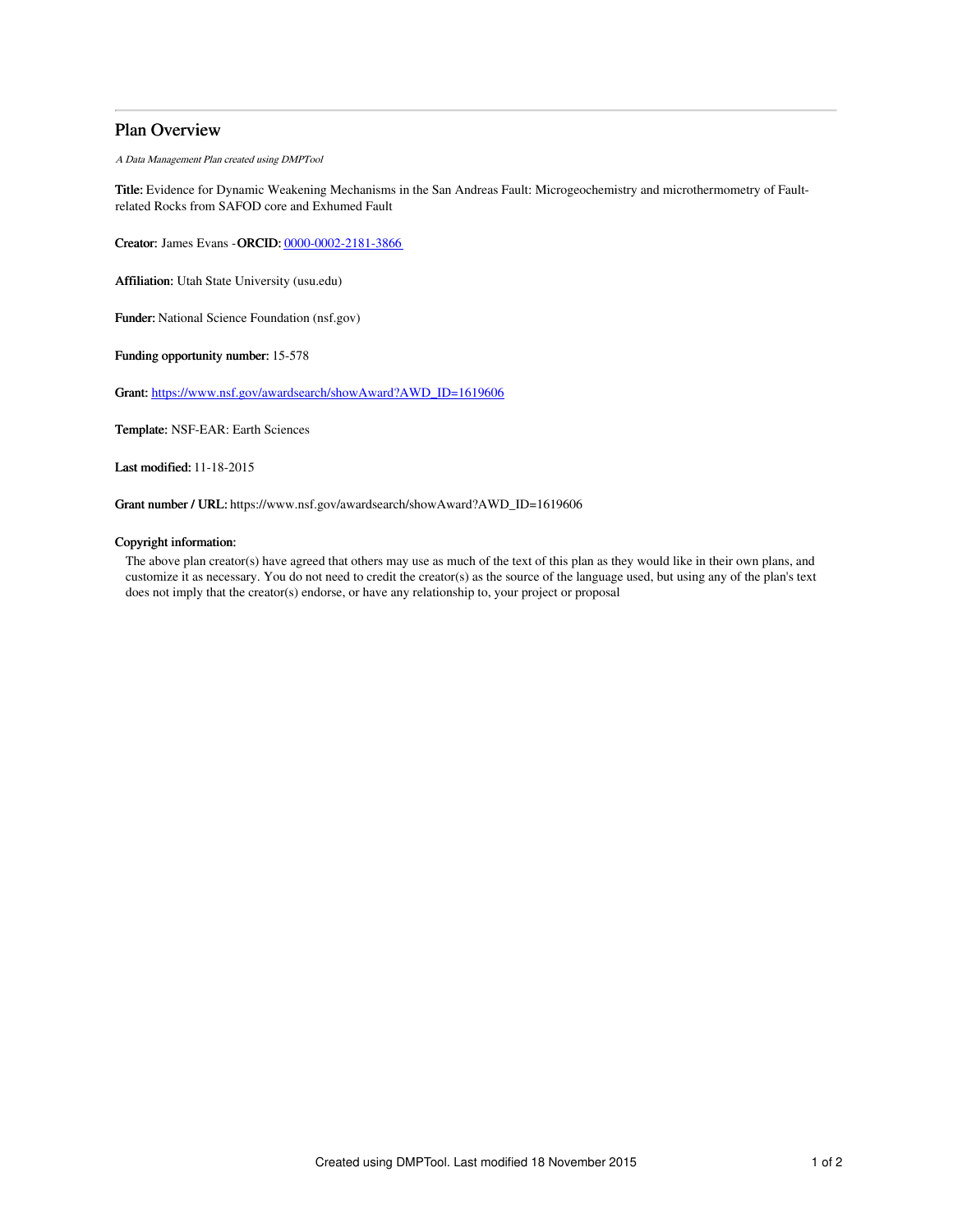## Plan Overview

*A Data Management Plan created using DMPTool*

**Title:** Evidence for Dynamic Weakening Mechanisms in the San Andreas Fault: Microgeochemistry and microthermometry of Fault-related Rocks from SAFOD core and Exhumed Fault

**Creator:** James Evans -**ORCID:** 0000-0002-2181-3866

**Affiliation:** Utah State University (usu.edu)

**Funder:** National Science Foundation (nsf.gov)

**Funding opportunity number:** 15-578

**Grant:** https://www.nsf.gov/awardsearch/showAward?AWD_ID=1619606

**Template:** NSF-EAR: Earth Sciences

**Last modified:** 11-18-2015

**Grant number / URL:** https://www.nsf.gov/awardsearch/showAward?AWD_ID=1619606

**Copyright information:**

The above plan creator(s) have agreed that others may use as much of the text of this plan as they would like in their own plans, and customize it as necessary. You do not need to credit the creator(s) as the source of the language used, but using any of the plan's text does not imply that the creator(s) endorse, or have any relationship to, your project or proposal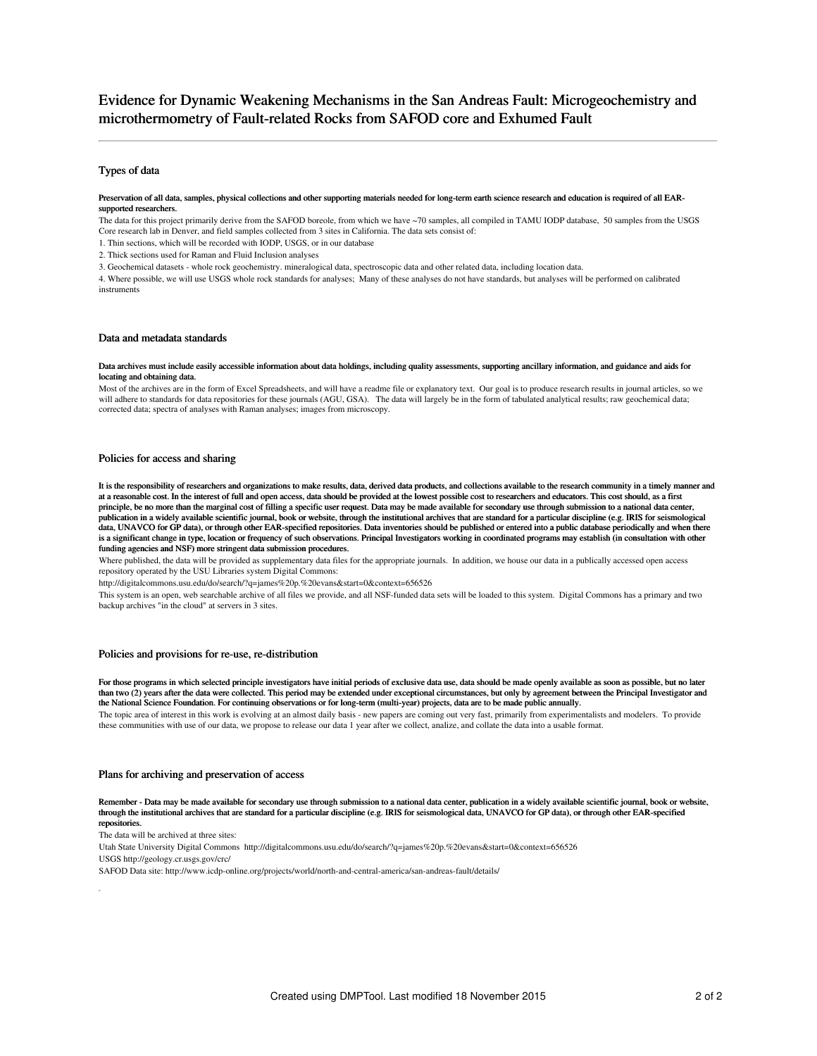# Evidence for Dynamic Weakening Mechanisms in the San Andreas Fault: Microgeochemistry and microthermometry of Fault-related Rocks from SAFOD core and Exhumed Fault

## Types of data

**Preservation of all data, samples, physical collections and other supporting materials needed for long-term earth science research and education is required of all EAR-supported researchers.**

The data for this project primarily derive from the SAFOD boreole, from which we have ~70 samples, all compiled in TAMU IODP database, 50 samples from the USGS Core research lab in Denver, and field samples collected from 3 sites in California. The data sets consist of:

1. Thin sections, which will be recorded with IODP, USGS, or in our database
2. Thick sections used for Raman and Fluid Inclusion analyses
3. Geochemical datasets - whole rock geochemistry. mineralogical data, spectroscopic data and other related data, including location data.
4. Where possible, we will use USGS whole rock standards for analyses; Many of these analyses do not have standards, but analyses will be performed on calibrated instruments

## Data and metadata standards

**Data archives must include easily accessible information about data holdings, including quality assessments, supporting ancillary information, and guidance and aids for locating and obtaining data.**

Most of the archives are in the form of Excel Spreadsheets, and will have a readme file or explanatory text. Our goal is to produce research results in journal articles, so we will adhere to standards for data repositories for these journals (AGU, GSA). The data will largely be in the form of tabulated analytical results; raw geochemical data; corrected data; spectra of analyses with Raman analyses; images from microscopy.

## Policies for access and sharing

**It is the responsibility of researchers and organizations to make results, data, derived data products, and collections available to the research community in a timely manner and at a reasonable cost. In the interest of full and open access, data should be provided at the lowest possible cost to researchers and educators. This cost should, as a first principle, be no more than the marginal cost of filling a specific user request. Data may be made available for secondary use through submission to a national data center, publication in a widely available scientific journal, book or website, through the institutional archives that are standard for a particular discipline (e.g. IRIS for seismological data, UNAVCO for GP data), or through other EAR-specified repositories. Data inventories should be published or entered into a public database periodically and when there is a significant change in type, location or frequency of such observations. Principal Investigators working in coordinated programs may establish (in consultation with other funding agencies and NSF) more stringent data submission procedures.**

Where published, the data will be provided as supplementary data files for the appropriate journals. In addition, we house our data in a publically accessed open access repository operated by the USU Libraries system Digital Commons:

http://digitalcommons.usu.edu/do/search/?q=james%20p.%20evans&start=0&context=656526

This system is an open, web searchable archive of all files we provide, and all NSF-funded data sets will be loaded to this system. Digital Commons has a primary and two backup archives "in the cloud" at servers in 3 sites.

## Policies and provisions for re-use, re-distribution

**For those programs in which selected principle investigators have initial periods of exclusive data use, data should be made openly available as soon as possible, but no later than two (2) years after the data were collected. This period may be extended under exceptional circumstances, but only by agreement between the Principal Investigator and the National Science Foundation. For continuing observations or for long-term (multi-year) projects, data are to be made public annually.**

The topic area of interest in this work is evolving at an almost daily basis - new papers are coming out very fast, primarily from experimentalists and modelers. To provide these communities with use of our data, we propose to release our data 1 year after we collect, analize, and collate the data into a usable format.

## Plans for archiving and preservation of access

**Remember - Data may be made available for secondary use through submission to a national data center, publication in a widely available scientific journal, book or website, through the institutional archives that are standard for a particular discipline (e.g. IRIS for seismological data, UNAVCO for GP data), or through other EAR-specified repositories.**

The data will be archived at three sites:

Utah State University Digital Commons http://digitalcommons.usu.edu/do/search/?q=james%20p.%20evans&start=0&context=656526

USGS http://geology.cr.usgs.gov/crc/

SAFOD Data site: http://www.icdp-online.org/projects/world/north-and-central-america/san-andreas-fault/details/

Created using DMPTool. Last modified 18 November 2015